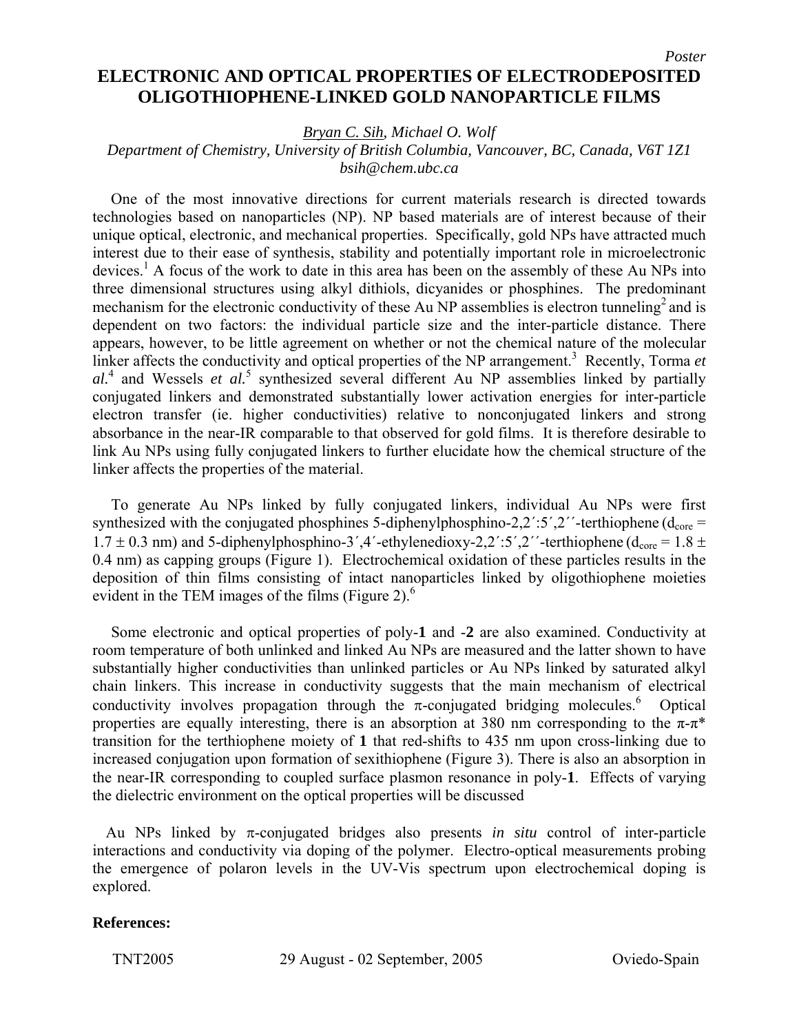*Poster*

# ELECTRONIC AND OPTICAL PROPERTIES OF ELECTRODEPOSITED OLIGOTHIOPHENE-LINKED GOLD NANOPARTICLE FILMS

*Bryan C. Sih, Michael O. Wolf*

*Department of Chemistry, University of British Columbia, Vancouver, BC, Canada, V6T 1Z1*

*bsih@chem.ubc.ca*

One of the most innovative directions for current materials research is directed towards technologies based on nanoparticles (NP). NP based materials are of interest because of their unique optical, electronic, and mechanical properties. Specifically, gold NPs have attracted much interest due to their ease of synthesis, stability and potentially important role in microelectronic devices.[1] A focus of the work to date in this area has been on the assembly of these Au NPs into three dimensional structures using alkyl dithiols, dicyanides or phosphines. The predominant mechanism for the electronic conductivity of these Au NP assemblies is electron tunneling[2] and is dependent on two factors: the individual particle size and the inter-particle distance. There appears, however, to be little agreement on whether or not the chemical nature of the molecular linker affects the conductivity and optical properties of the NP arrangement.[3] Recently, Torma *et al.*[4] and Wessels *et al.*[5] synthesized several different Au NP assemblies linked by partially conjugated linkers and demonstrated substantially lower activation energies for inter-particle electron transfer (ie. higher conductivities) relative to nonconjugated linkers and strong absorbance in the near-IR comparable to that observed for gold films. It is therefore desirable to link Au NPs using fully conjugated linkers to further elucidate how the chemical structure of the linker affects the properties of the material.

To generate Au NPs linked by fully conjugated linkers, individual Au NPs were first synthesized with the conjugated phosphines 5-diphenylphosphino-2,2´:5´,2´´-terthiophene ($d_{core}$ = 1.7 ± 0.3 nm) and 5-diphenylphosphino-3´,4´-ethylenedioxy-2,2´:5´,2´´-terthiophene ($d_{core}$ = 1.8 ± 0.4 nm) as capping groups (Figure 1). Electrochemical oxidation of these particles results in the deposition of thin films consisting of intact nanoparticles linked by oligothiophene moieties evident in the TEM images of the films (Figure 2).[6]

Some electronic and optical properties of poly-**1** and -**2** are also examined. Conductivity at room temperature of both unlinked and linked Au NPs are measured and the latter shown to have substantially higher conductivities than unlinked particles or Au NPs linked by saturated alkyl chain linkers. This increase in conductivity suggests that the main mechanism of electrical conductivity involves propagation through the π-conjugated bridging molecules.[6] Optical properties are equally interesting, there is an absorption at 380 nm corresponding to the π-π* transition for the terthiophene moiety of **1** that red-shifts to 435 nm upon cross-linking due to increased conjugation upon formation of sexithiophene (Figure 3). There is also an absorption in the near-IR corresponding to coupled surface plasmon resonance in poly-**1**. Effects of varying the dielectric environment on the optical properties will be discussed

Au NPs linked by π-conjugated bridges also presents *in situ* control of inter-particle interactions and conductivity via doping of the polymer. Electro-optical measurements probing the emergence of polaron levels in the UV-Vis spectrum upon electrochemical doping is explored.

**References:**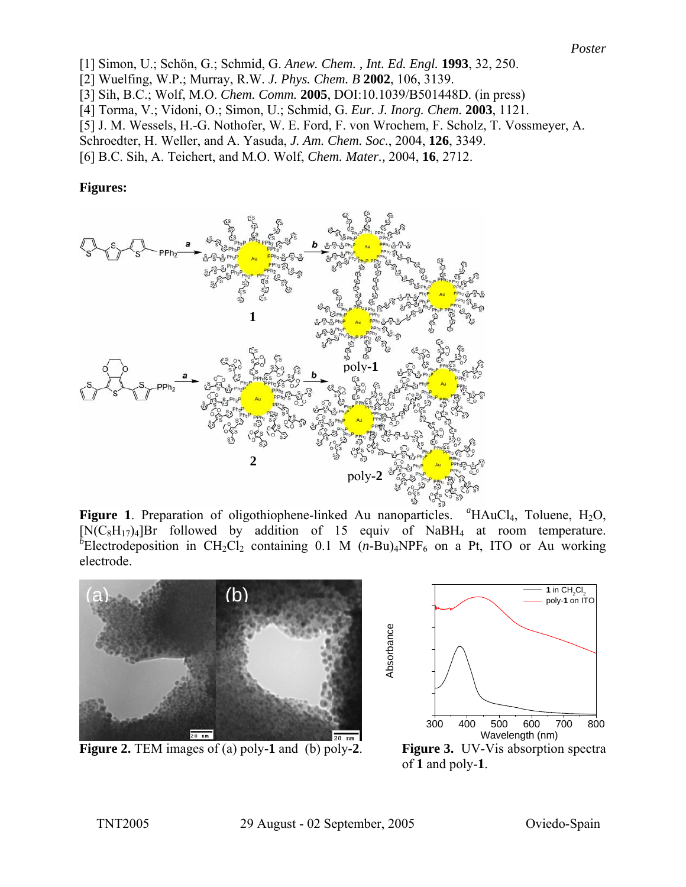[1] Simon, U.; Schön, G.; Schmid, G. *Anew. Chem. , Int. Ed. Engl.* **1993**, 32, 250.
[2] Wuelfing, W.P.; Murray, R.W. *J. Phys. Chem. B* **2002**, 106, 3139.
[3] Sih, B.C.; Wolf, M.O. *Chem. Comm.* **2005**, DOI:10.1039/B501448D. (in press)
[4] Torma, V.; Vidoni, O.; Simon, U.; Schmid, G. *Eur. J. Inorg. Chem.* **2003**, 1121.
[5] J. M. Wessels, H.-G. Nothofer, W. E. Ford, F. von Wrochem, F. Scholz, T. Vossmeyer, A. Schroedter, H. Weller, and A. Yasuda, *J. Am. Chem. Soc.*, 2004, **126**, 3349.
[6] B.C. Sih, A. Teichert, and M.O. Wolf, *Chem. Mater.,* 2004, **16**, 2712.

**Figures:**

**Figure 1**. Preparation of oligothiophene-linked Au nanoparticles. [a]$HAuCl_4$, Toluene, $H_2O$, $[N(C_8H_{17})_4]Br$ followed by addition of 15 equiv of $NaBH_4$ at room temperature. [b]Electrodeposition in $CH_2Cl_2$ containing 0.1 M $(n\text{-Bu})_4NPF_6$ on a Pt, ITO or Au working electrode.

**Figure 2.** TEM images of (a) poly-**1** and (b) poly-**2**.

**Figure 3.** UV-Vis absorption spectra of **1** and poly-**1**.